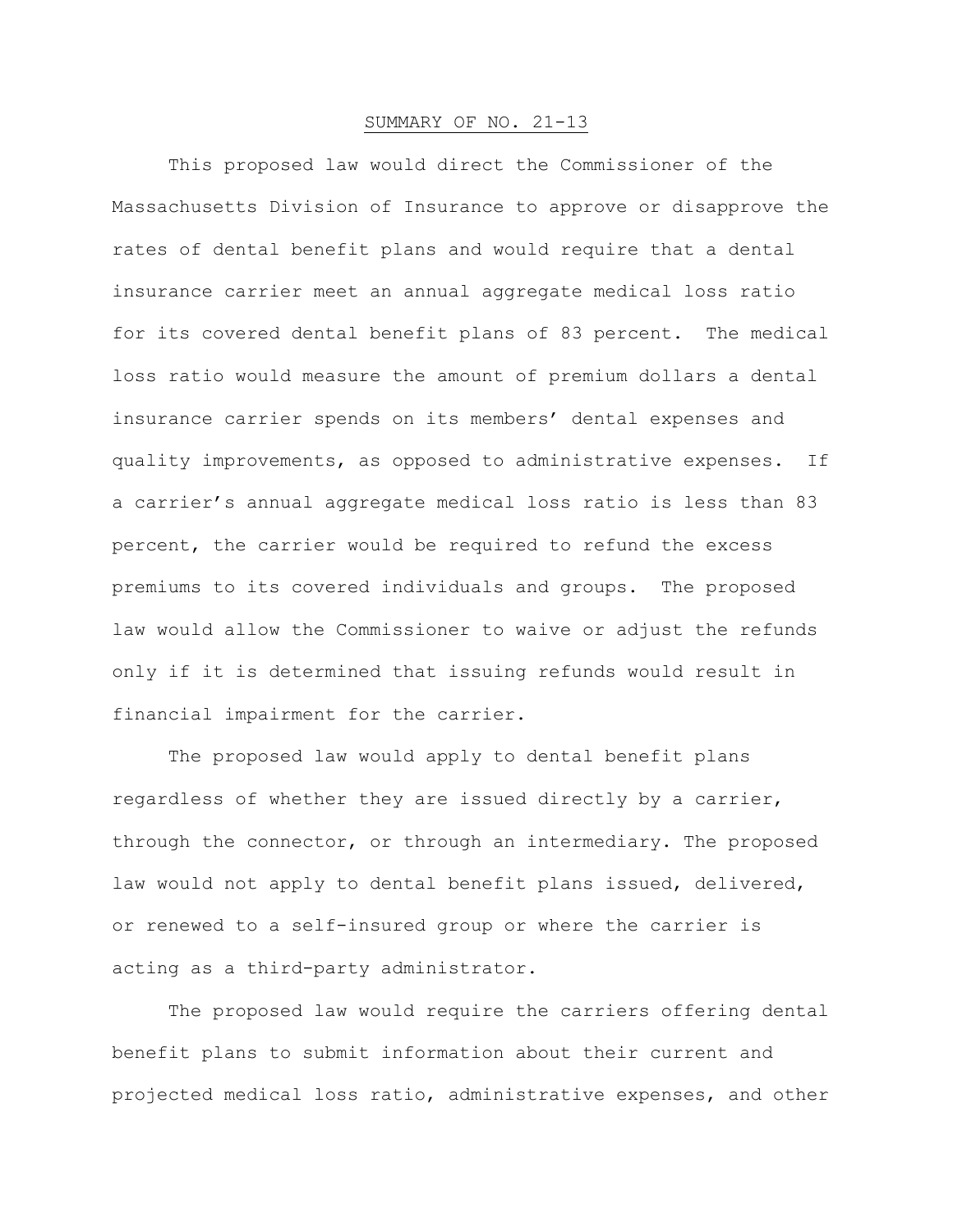# SUMMARY OF NO. 21-13

This proposed law would direct the Commissioner of the Massachusetts Division of Insurance to approve or disapprove the rates of dental benefit plans and would require that a dental insurance carrier meet an annual aggregate medical loss ratio for its covered dental benefit plans of 83 percent. The medical loss ratio would measure the amount of premium dollars a dental insurance carrier spends on its members' dental expenses and quality improvements, as opposed to administrative expenses. If a carrier's annual aggregate medical loss ratio is less than 83 percent, the carrier would be required to refund the excess premiums to its covered individuals and groups. The proposed law would allow the Commissioner to waive or adjust the refunds only if it is determined that issuing refunds would result in financial impairment for the carrier.

The proposed law would apply to dental benefit plans regardless of whether they are issued directly by a carrier, through the connector, or through an intermediary. The proposed law would not apply to dental benefit plans issued, delivered, or renewed to a self-insured group or where the carrier is acting as a third-party administrator.

The proposed law would require the carriers offering dental benefit plans to submit information about their current and projected medical loss ratio, administrative expenses, and other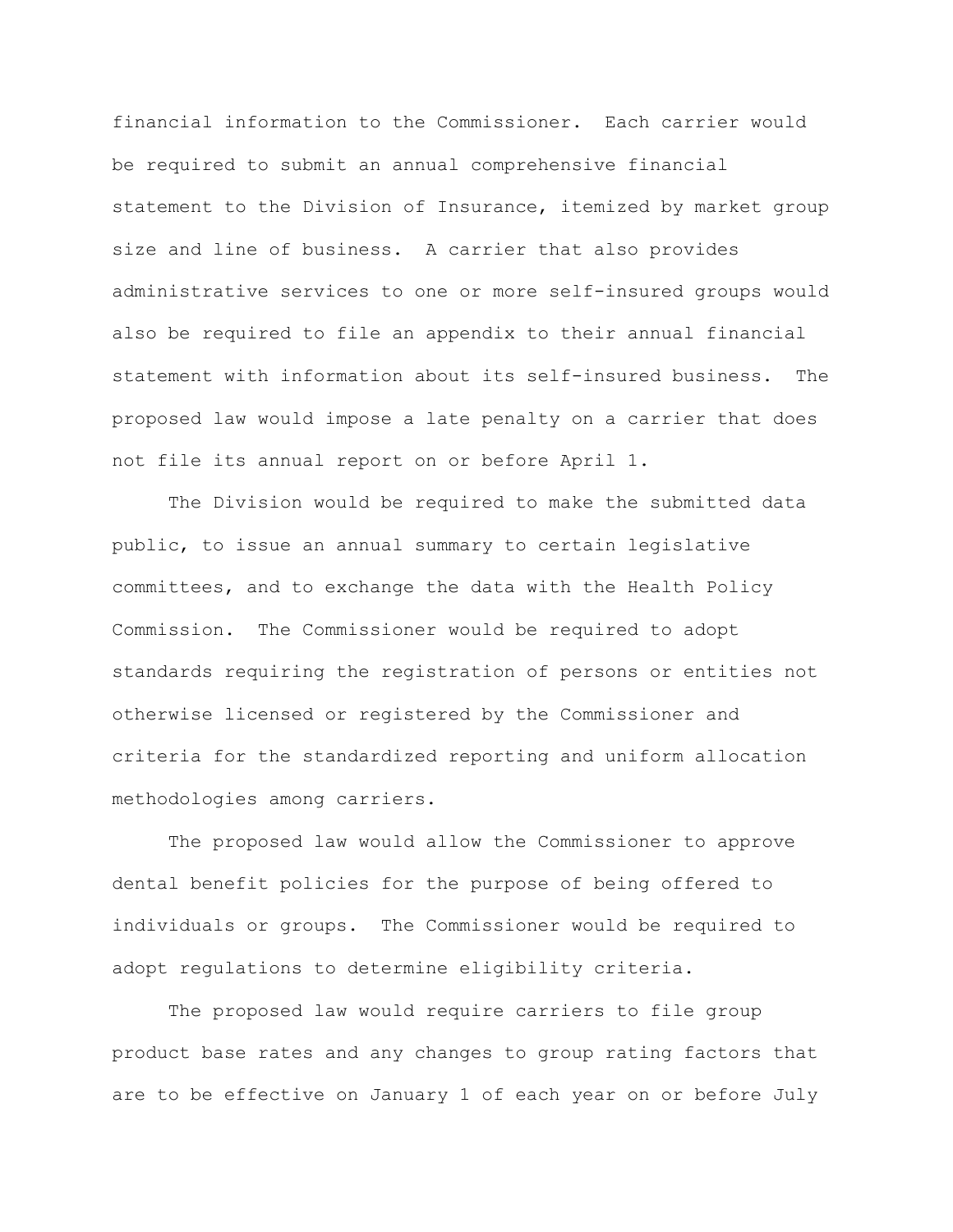financial information to the Commissioner. Each carrier would be required to submit an annual comprehensive financial statement to the Division of Insurance, itemized by market group size and line of business. A carrier that also provides administrative services to one or more self-insured groups would also be required to file an appendix to their annual financial statement with information about its self-insured business. The proposed law would impose a late penalty on a carrier that does not file its annual report on or before April 1.

The Division would be required to make the submitted data public, to issue an annual summary to certain legislative committees, and to exchange the data with the Health Policy Commission. The Commissioner would be required to adopt standards requiring the registration of persons or entities not otherwise licensed or registered by the Commissioner and criteria for the standardized reporting and uniform allocation methodologies among carriers.

The proposed law would allow the Commissioner to approve dental benefit policies for the purpose of being offered to individuals or groups. The Commissioner would be required to adopt regulations to determine eligibility criteria.

The proposed law would require carriers to file group product base rates and any changes to group rating factors that are to be effective on January 1 of each year on or before July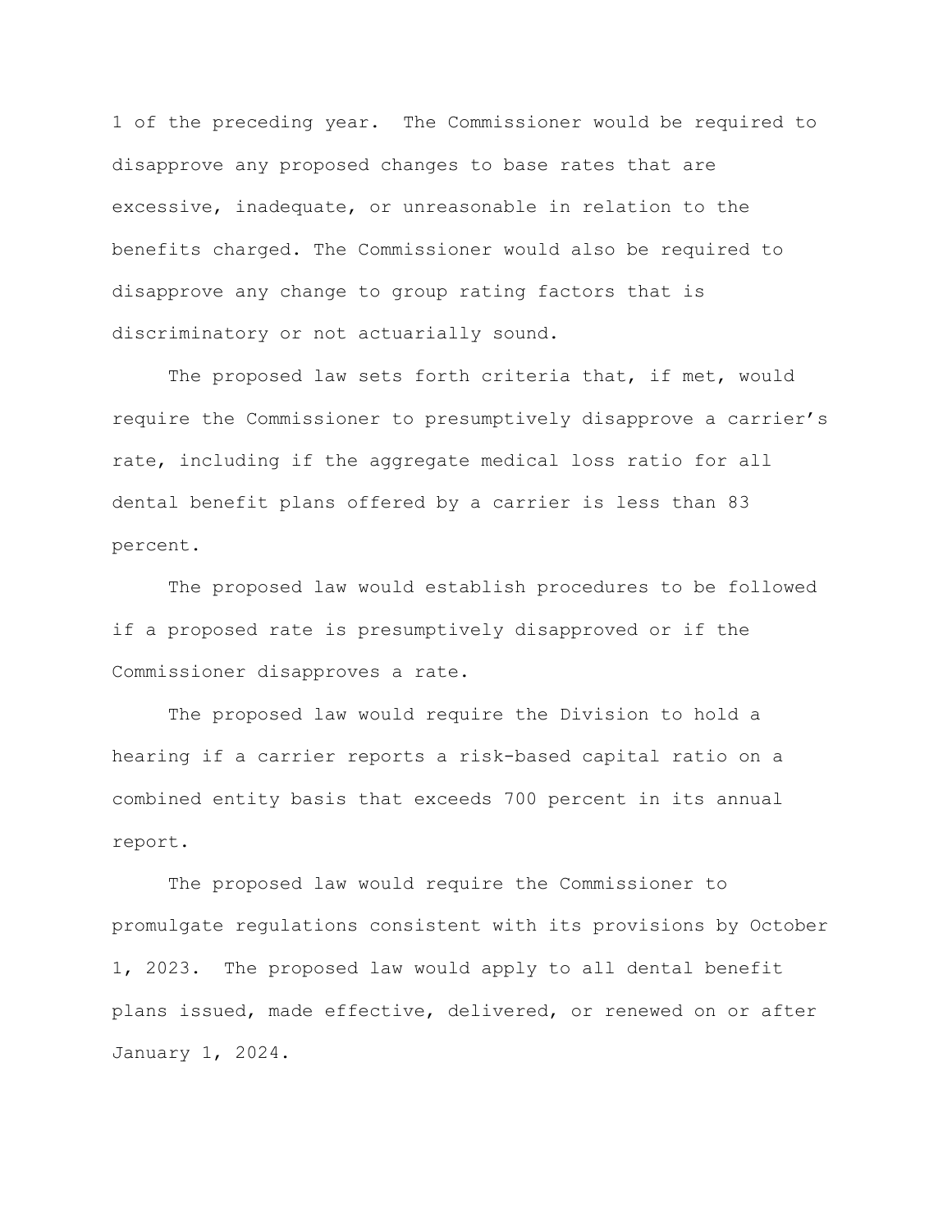1 of the preceding year. The Commissioner would be required to disapprove any proposed changes to base rates that are excessive, inadequate, or unreasonable in relation to the benefits charged. The Commissioner would also be required to disapprove any change to group rating factors that is discriminatory or not actuarially sound.

The proposed law sets forth criteria that, if met, would require the Commissioner to presumptively disapprove a carrier's rate, including if the aggregate medical loss ratio for all dental benefit plans offered by a carrier is less than 83 percent.

The proposed law would establish procedures to be followed if a proposed rate is presumptively disapproved or if the Commissioner disapproves a rate.

The proposed law would require the Division to hold a hearing if a carrier reports a risk-based capital ratio on a combined entity basis that exceeds 700 percent in its annual report.

The proposed law would require the Commissioner to promulgate regulations consistent with its provisions by October 1, 2023. The proposed law would apply to all dental benefit plans issued, made effective, delivered, or renewed on or after January 1, 2024.